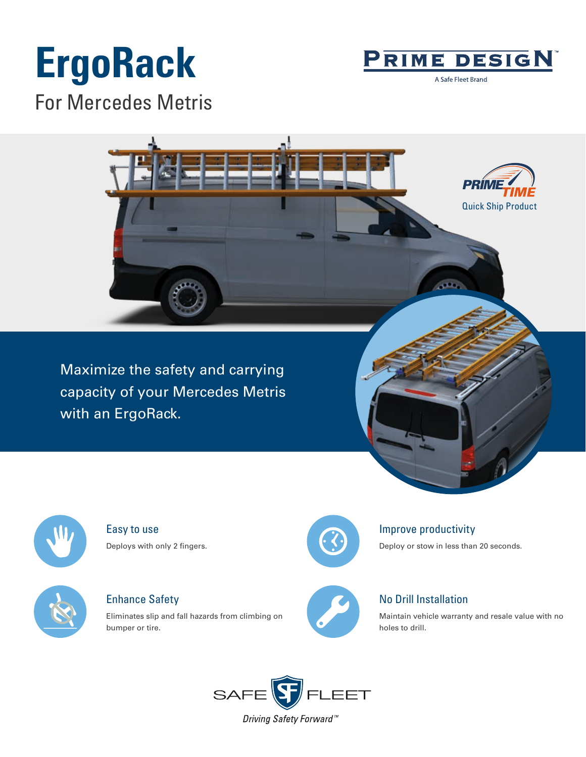# ErgoRack

## For Mercedes Metris

PRIME DESIGN™

A Safe Fleet Brand

PRIME TIME

Quick Ship Product

Maximize the safety and carrying capacity of your Mercedes Metris with an ErgoRack.

### Easy to use

Deploys with only 2 fingers.

### Improve productivity

Deploy or stow in less than 20 seconds.

### Enhance Safety

Eliminates slip and fall hazards from climbing on bumper or tire.

### No Drill Installation

Maintain vehicle warranty and resale value with no holes to drill.

SAFE FLEET

*Driving Safety Forward™*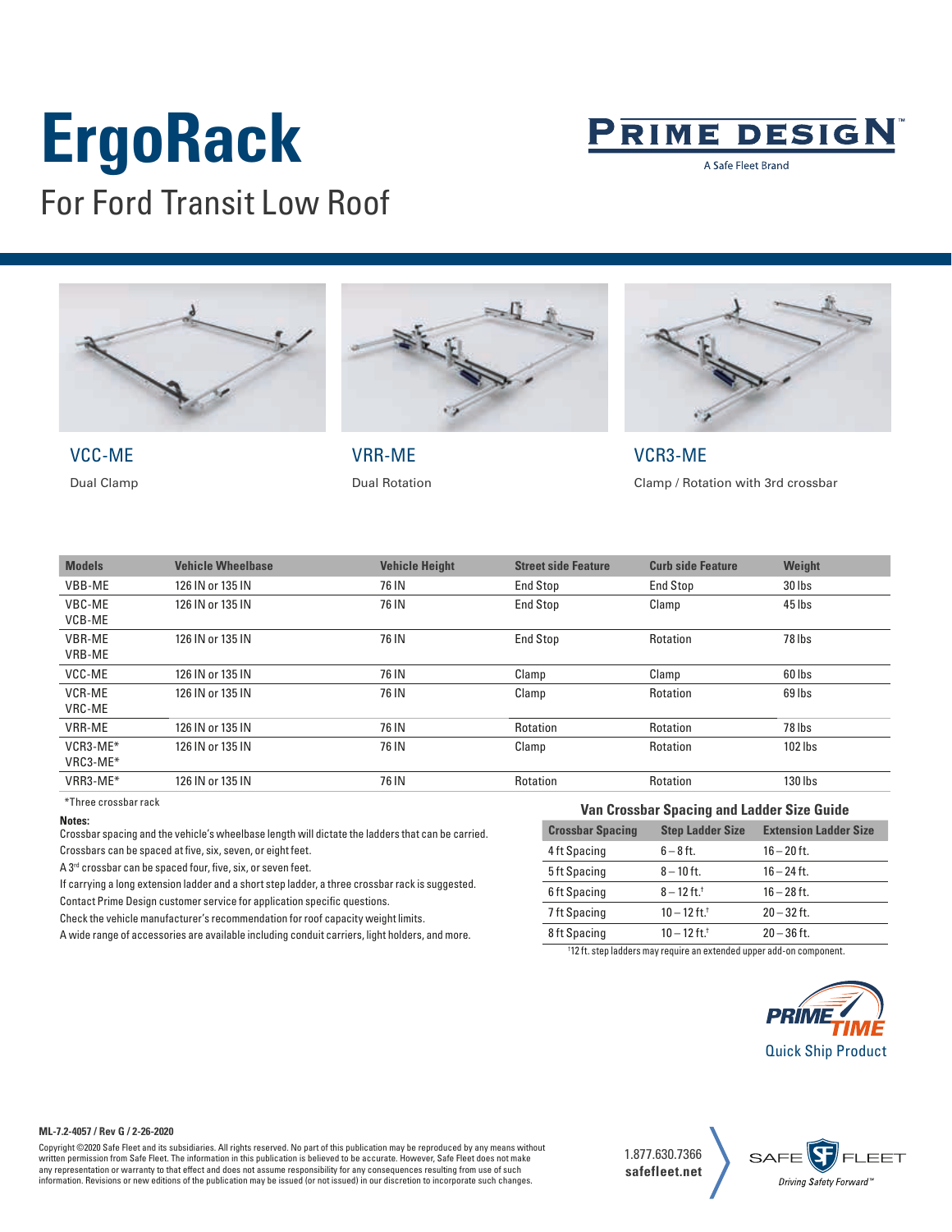# ErgoRack

## For Ford Transit Low Roof

PRIME DESIGN
A Safe Fleet Brand

VCC-ME
Dual Clamp

VRR-ME
Dual Rotation

VCR3-ME
Clamp / Rotation with 3rd crossbar

| Models | Vehicle Wheelbase | Vehicle Height | Street side Feature | Curb side Feature | Weight |
| --- | --- | --- | --- | --- | --- |
| VBB-ME | 126 IN or 135 IN | 76 IN | End Stop | End Stop | 30 lbs |
| VBC-ME<br>VCB-ME | 126 IN or 135 IN | 76 IN | End Stop | Clamp | 45 lbs |
| VBR-ME<br>VRB-ME | 126 IN or 135 IN | 76 IN | End Stop | Rotation | 78 lbs |
| VCC-ME | 126 IN or 135 IN | 76 IN | Clamp | Clamp | 60 lbs |
| VCR-ME<br>VRC-ME | 126 IN or 135 IN | 76 IN | Clamp | Rotation | 69 lbs |
| VRR-ME | 126 IN or 135 IN | 76 IN | Rotation | Rotation | 78 lbs |
| VCR3-ME*<br>VRC3-ME* | 126 IN or 135 IN | 76 IN | Clamp | Rotation | 102 lbs |
| VRR3-ME* | 126 IN or 135 IN | 76 IN | Rotation | Rotation | 130 lbs |

*Three crossbar rack

**Notes:**

Crossbar spacing and the vehicle's wheelbase length will dictate the ladders that can be carried.

Crossbars can be spaced at five, six, seven, or eight feet.

A 3rd crossbar can be spaced four, five, six, or seven feet.

If carrying a long extension ladder and a short step ladder, a three crossbar rack is suggested.

Contact Prime Design customer service for application specific questions.

Check the vehicle manufacturer's recommendation for roof capacity weight limits.

A wide range of accessories are available including conduit carriers, light holders, and more.

### Van Crossbar Spacing and Ladder Size Guide

| Crossbar Spacing | Step Ladder Size | Extension Ladder Size |
| --- | --- | --- |
| 4 ft Spacing | 6 – 8 ft. | 16 – 20 ft. |
| 5 ft Spacing | 8 – 10 ft. | 16 – 24 ft. |
| 6 ft Spacing | 8 – 12 ft.† | 16 – 28 ft. |
| 7 ft Spacing | 10 – 12 ft.† | 20 – 32 ft. |
| 8 ft Spacing | 10 – 12 ft.† | 20 – 36 ft. |

†12 ft. step ladders may require an extended upper add-on component.

PRIME TIME
Quick Ship Product

ML-7.2-4057 / Rev G / 2-26-2020

Copyright ©2020 Safe Fleet and its subsidiaries. All rights reserved. No part of this publication may be reproduced by any means without written permission from Safe Fleet. The information in this publication is believed to be accurate. However, Safe Fleet does not make any representation or warranty to that effect and does not assume responsibility for any consequences resulting from use of such information. Revisions or new editions of the publication may be issued (or not issued) in our discretion to incorporate such changes.

1.877.630.7366
**safefleet.net**

SAFE FLEET
Driving Safety Forward™